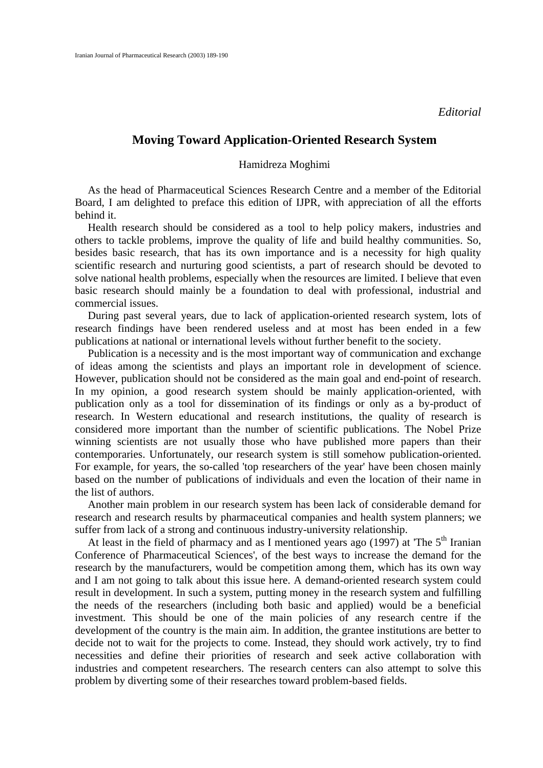*Editorial*

# Moving Toward Application-Oriented Research System

Hamidreza Moghimi

As the head of Pharmaceutical Sciences Research Centre and a member of the Editorial Board, I am delighted to preface this edition of IJPR, with appreciation of all the efforts behind it.

Health research should be considered as a tool to help policy makers, industries and others to tackle problems, improve the quality of life and build healthy communities. So, besides basic research, that has its own importance and is a necessity for high quality scientific research and nurturing good scientists, a part of research should be devoted to solve national health problems, especially when the resources are limited. I believe that even basic research should mainly be a foundation to deal with professional, industrial and commercial issues.

During past several years, due to lack of application-oriented research system, lots of research findings have been rendered useless and at most has been ended in a few publications at national or international levels without further benefit to the society.

Publication is a necessity and is the most important way of communication and exchange of ideas among the scientists and plays an important role in development of science. However, publication should not be considered as the main goal and end-point of research. In my opinion, a good research system should be mainly application-oriented, with publication only as a tool for dissemination of its findings or only as a by-product of research. In Western educational and research institutions, the quality of research is considered more important than the number of scientific publications. The Nobel Prize winning scientists are not usually those who have published more papers than their contemporaries. Unfortunately, our research system is still somehow publication-oriented. For example, for years, the so-called 'top researchers of the year' have been chosen mainly based on the number of publications of individuals and even the location of their name in the list of authors.

Another main problem in our research system has been lack of considerable demand for research and research results by pharmaceutical companies and health system planners; we suffer from lack of a strong and continuous industry-university relationship.

At least in the field of pharmacy and as I mentioned years ago (1997) at 'The 5th Iranian Conference of Pharmaceutical Sciences', of the best ways to increase the demand for the research by the manufacturers, would be competition among them, which has its own way and I am not going to talk about this issue here. A demand-oriented research system could result in development. In such a system, putting money in the research system and fulfilling the needs of the researchers (including both basic and applied) would be a beneficial investment. This should be one of the main policies of any research centre if the development of the country is the main aim. In addition, the grantee institutions are better to decide not to wait for the projects to come. Instead, they should work actively, try to find necessities and define their priorities of research and seek active collaboration with industries and competent researchers. The research centers can also attempt to solve this problem by diverting some of their researches toward problem-based fields.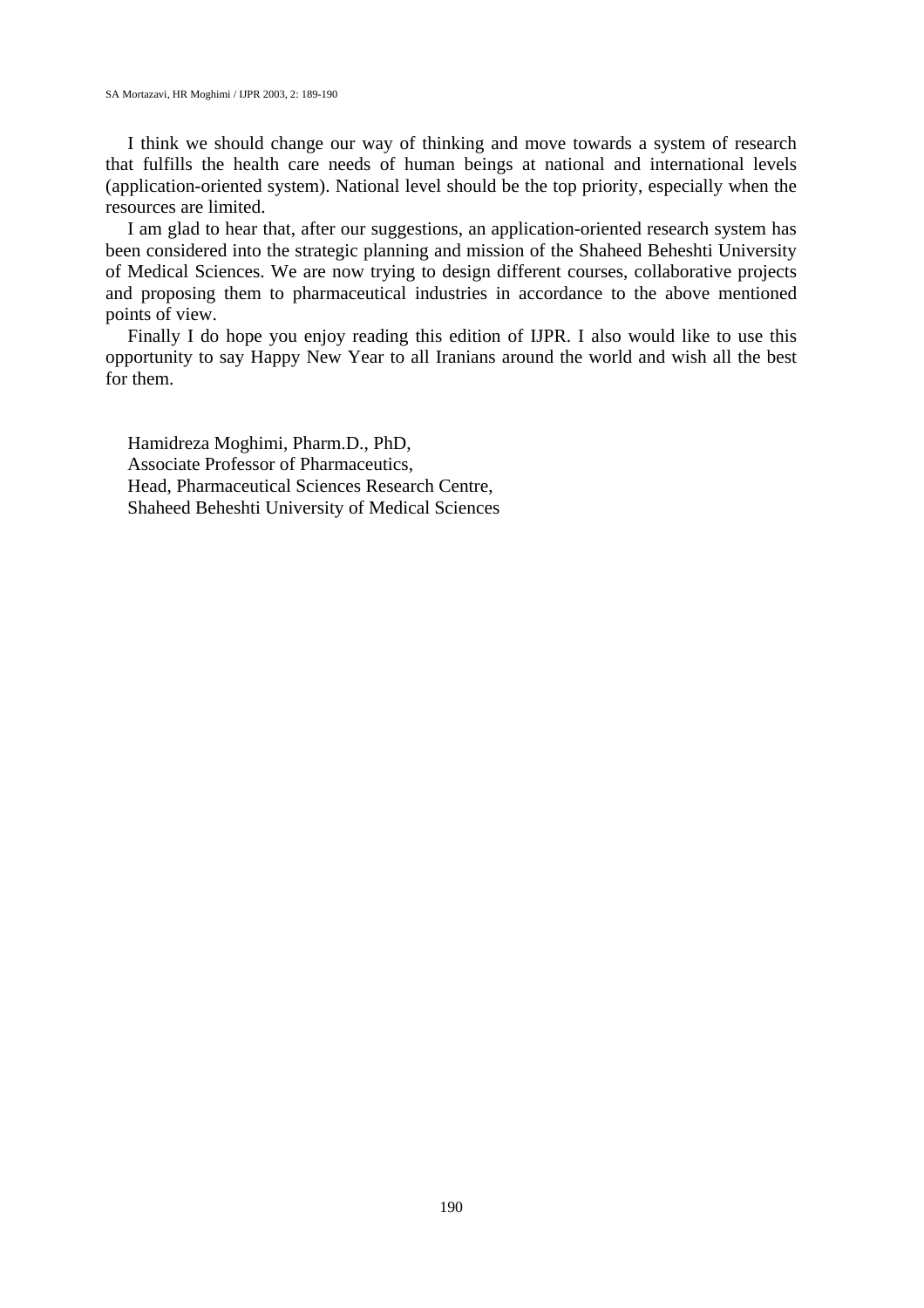I think we should change our way of thinking and move towards a system of research that fulfills the health care needs of human beings at national and international levels (application-oriented system). National level should be the top priority, especially when the resources are limited.

I am glad to hear that, after our suggestions, an application-oriented research system has been considered into the strategic planning and mission of the Shaheed Beheshti University of Medical Sciences. We are now trying to design different courses, collaborative projects and proposing them to pharmaceutical industries in accordance to the above mentioned points of view.

Finally I do hope you enjoy reading this edition of IJPR. I also would like to use this opportunity to say Happy New Year to all Iranians around the world and wish all the best for them.

Hamidreza Moghimi, Pharm.D., PhD,  
Associate Professor of Pharmaceutics,  
Head, Pharmaceutical Sciences Research Centre,  
Shaheed Beheshti University of Medical Sciences